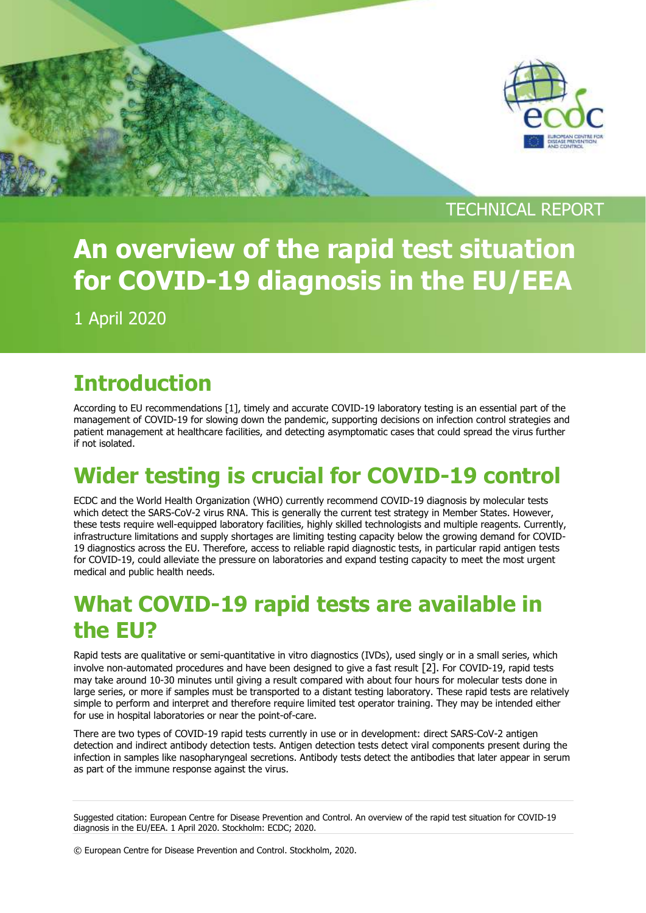TECHNICAL REPORT

# An overview of the rapid test situation for COVID-19 diagnosis in the EU/EEA

1 April 2020

## Introduction

According to EU recommendations [1], timely and accurate COVID-19 laboratory testing is an essential part of the management of COVID-19 for slowing down the pandemic, supporting decisions on infection control strategies and patient management at healthcare facilities, and detecting asymptomatic cases that could spread the virus further if not isolated.

## Wider testing is crucial for COVID-19 control

ECDC and the World Health Organization (WHO) currently recommend COVID-19 diagnosis by molecular tests which detect the SARS-CoV-2 virus RNA. This is generally the current test strategy in Member States. However, these tests require well-equipped laboratory facilities, highly skilled technologists and multiple reagents. Currently, infrastructure limitations and supply shortages are limiting testing capacity below the growing demand for COVID-19 diagnostics across the EU. Therefore, access to reliable rapid diagnostic tests, in particular rapid antigen tests for COVID-19, could alleviate the pressure on laboratories and expand testing capacity to meet the most urgent medical and public health needs.

## What COVID-19 rapid tests are available in the EU?

Rapid tests are qualitative or semi-quantitative in vitro diagnostics (IVDs), used singly or in a small series, which involve non-automated procedures and have been designed to give a fast result [2]. For COVID-19, rapid tests may take around 10-30 minutes until giving a result compared with about four hours for molecular tests done in large series, or more if samples must be transported to a distant testing laboratory. These rapid tests are relatively simple to perform and interpret and therefore require limited test operator training. They may be intended either for use in hospital laboratories or near the point-of-care.

There are two types of COVID-19 rapid tests currently in use or in development: direct SARS-CoV-2 antigen detection and indirect antibody detection tests. Antigen detection tests detect viral components present during the infection in samples like nasopharyngeal secretions. Antibody tests detect the antibodies that later appear in serum as part of the immune response against the virus.

Suggested citation: European Centre for Disease Prevention and Control. An overview of the rapid test situation for COVID-19 diagnosis in the EU/EEA. 1 April 2020. Stockholm: ECDC; 2020.

© European Centre for Disease Prevention and Control. Stockholm, 2020.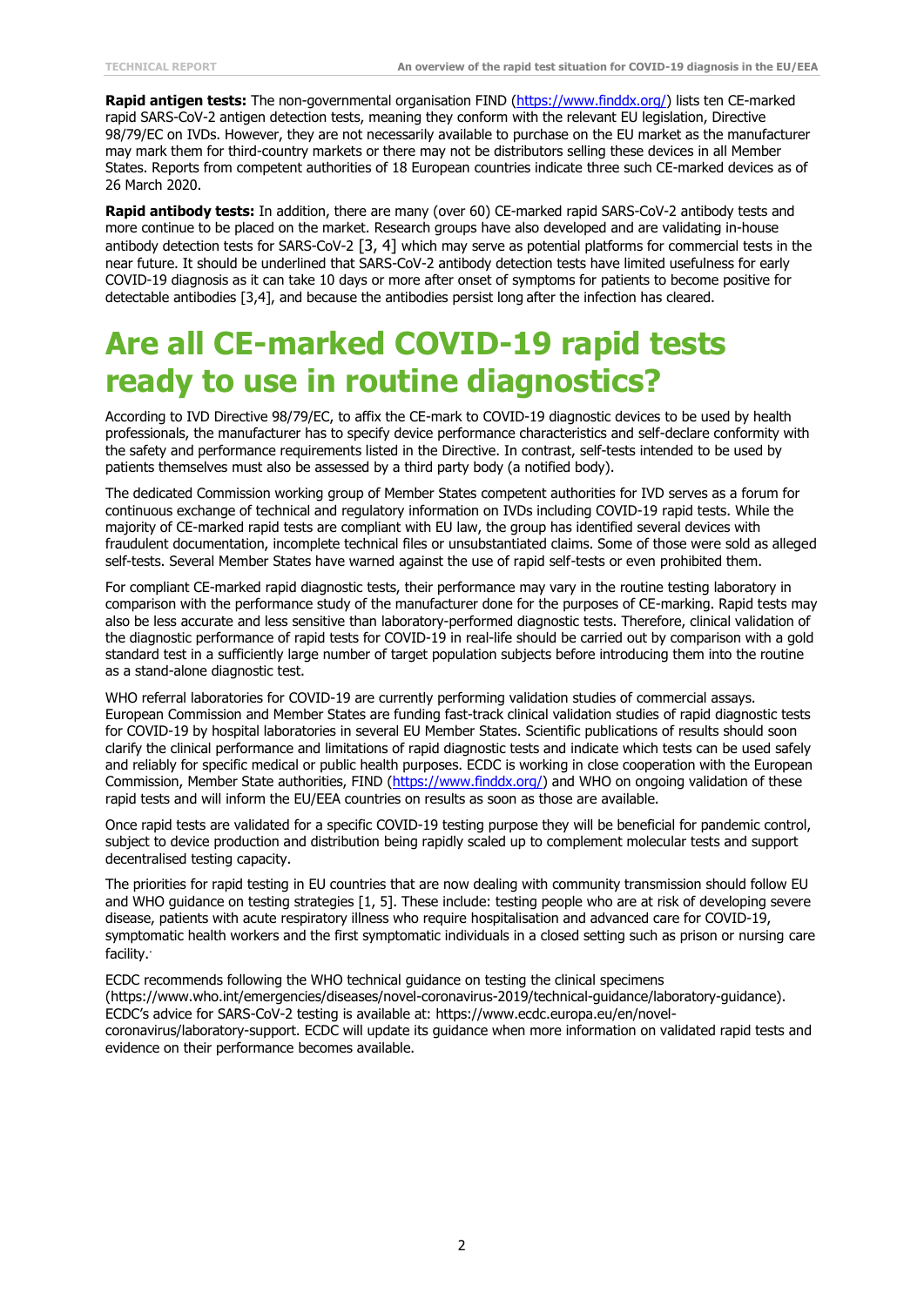**Rapid antigen tests:** The non-governmental organisation FIND (https://www.finddx.org/) lists ten CE-marked rapid SARS-CoV-2 antigen detection tests, meaning they conform with the relevant EU legislation, Directive 98/79/EC on IVDs. However, they are not necessarily available to purchase on the EU market as the manufacturer may mark them for third-country markets or there may not be distributors selling these devices in all Member States. Reports from competent authorities of 18 European countries indicate three such CE-marked devices as of 26 March 2020.

**Rapid antibody tests:** In addition, there are many (over 60) CE-marked rapid SARS-CoV-2 antibody tests and more continue to be placed on the market. Research groups have also developed and are validating in-house antibody detection tests for SARS-CoV-2 [3, 4] which may serve as potential platforms for commercial tests in the near future. It should be underlined that SARS-CoV-2 antibody detection tests have limited usefulness for early COVID-19 diagnosis as it can take 10 days or more after onset of symptoms for patients to become positive for detectable antibodies [3,4], and because the antibodies persist long after the infection has cleared.

# Are all CE-marked COVID-19 rapid tests ready to use in routine diagnostics?

According to IVD Directive 98/79/EC, to affix the CE-mark to COVID-19 diagnostic devices to be used by health professionals, the manufacturer has to specify device performance characteristics and self-declare conformity with the safety and performance requirements listed in the Directive. In contrast, self-tests intended to be used by patients themselves must also be assessed by a third party body (a notified body).

The dedicated Commission working group of Member States competent authorities for IVD serves as a forum for continuous exchange of technical and regulatory information on IVDs including COVID-19 rapid tests. While the majority of CE-marked rapid tests are compliant with EU law, the group has identified several devices with fraudulent documentation, incomplete technical files or unsubstantiated claims. Some of those were sold as alleged self-tests. Several Member States have warned against the use of rapid self-tests or even prohibited them.

For compliant CE-marked rapid diagnostic tests, their performance may vary in the routine testing laboratory in comparison with the performance study of the manufacturer done for the purposes of CE-marking. Rapid tests may also be less accurate and less sensitive than laboratory-performed diagnostic tests. Therefore, clinical validation of the diagnostic performance of rapid tests for COVID-19 in real-life should be carried out by comparison with a gold standard test in a sufficiently large number of target population subjects before introducing them into the routine as a stand-alone diagnostic test.

WHO referral laboratories for COVID-19 are currently performing validation studies of commercial assays. European Commission and Member States are funding fast-track clinical validation studies of rapid diagnostic tests for COVID-19 by hospital laboratories in several EU Member States. Scientific publications of results should soon clarify the clinical performance and limitations of rapid diagnostic tests and indicate which tests can be used safely and reliably for specific medical or public health purposes. ECDC is working in close cooperation with the European Commission, Member State authorities, FIND (https://www.finddx.org/) and WHO on ongoing validation of these rapid tests and will inform the EU/EEA countries on results as soon as those are available.

Once rapid tests are validated for a specific COVID-19 testing purpose they will be beneficial for pandemic control, subject to device production and distribution being rapidly scaled up to complement molecular tests and support decentralised testing capacity.

The priorities for rapid testing in EU countries that are now dealing with community transmission should follow EU and WHO guidance on testing strategies [1, 5]. These include: testing people who are at risk of developing severe disease, patients with acute respiratory illness who require hospitalisation and advanced care for COVID-19, symptomatic health workers and the first symptomatic individuals in a closed setting such as prison or nursing care facility.

ECDC recommends following the WHO technical guidance on testing the clinical specimens (https://www.who.int/emergencies/diseases/novel-coronavirus-2019/technical-guidance/laboratory-guidance). ECDC's advice for SARS-CoV-2 testing is available at: https://www.ecdc.europa.eu/en/novel-coronavirus/laboratory-support. ECDC will update its guidance when more information on validated rapid tests and evidence on their performance becomes available.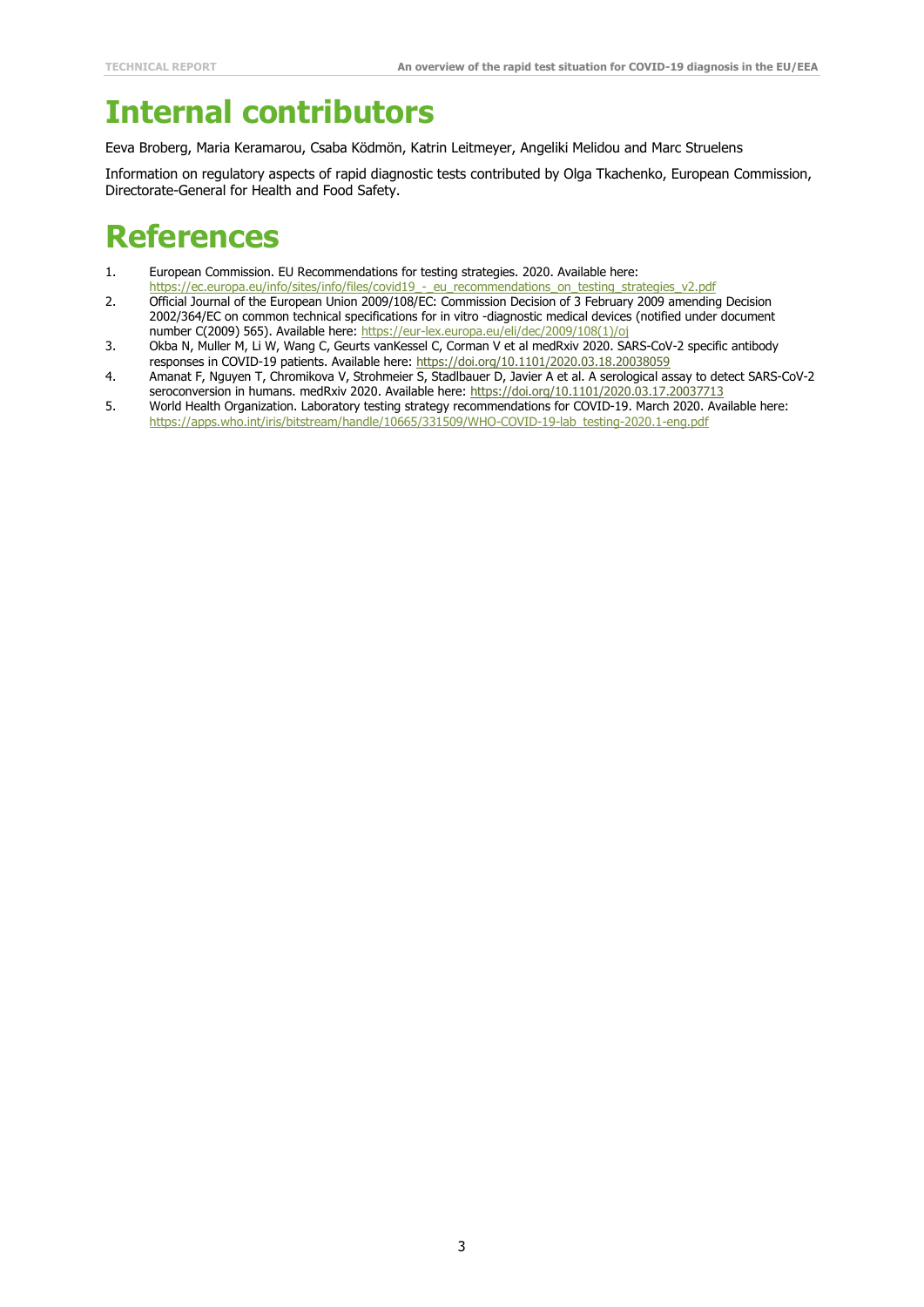# Internal contributors

Eeva Broberg, Maria Keramarou, Csaba Ködmön, Katrin Leitmeyer, Angeliki Melidou and Marc Struelens

Information on regulatory aspects of rapid diagnostic tests contributed by Olga Tkachenko, European Commission, Directorate-General for Health and Food Safety.

# References

1. European Commission. EU Recommendations for testing strategies. 2020. Available here: https://ec.europa.eu/info/sites/info/files/covid19_-_eu_recommendations_on_testing_strategies_v2.pdf
2. Official Journal of the European Union 2009/108/EC: Commission Decision of 3 February 2009 amending Decision 2002/364/EC on common technical specifications for in vitro -diagnostic medical devices (notified under document number C(2009) 565). Available here: https://eur-lex.europa.eu/eli/dec/2009/108(1)/oj
3. Okba N, Muller M, Li W, Wang C, Geurts vanKessel C, Corman V et al medRxiv 2020. SARS-CoV-2 specific antibody responses in COVID-19 patients. Available here: https://doi.org/10.1101/2020.03.18.20038059
4. Amanat F, Nguyen T, Chromikova V, Strohmeier S, Stadlbauer D, Javier A et al. A serological assay to detect SARS-CoV-2 seroconversion in humans. medRxiv 2020. Available here: https://doi.org/10.1101/2020.03.17.20037713
5. World Health Organization. Laboratory testing strategy recommendations for COVID-19. March 2020. Available here: https://apps.who.int/iris/bitstream/handle/10665/331509/WHO-COVID-19-lab_testing-2020.1-eng.pdf